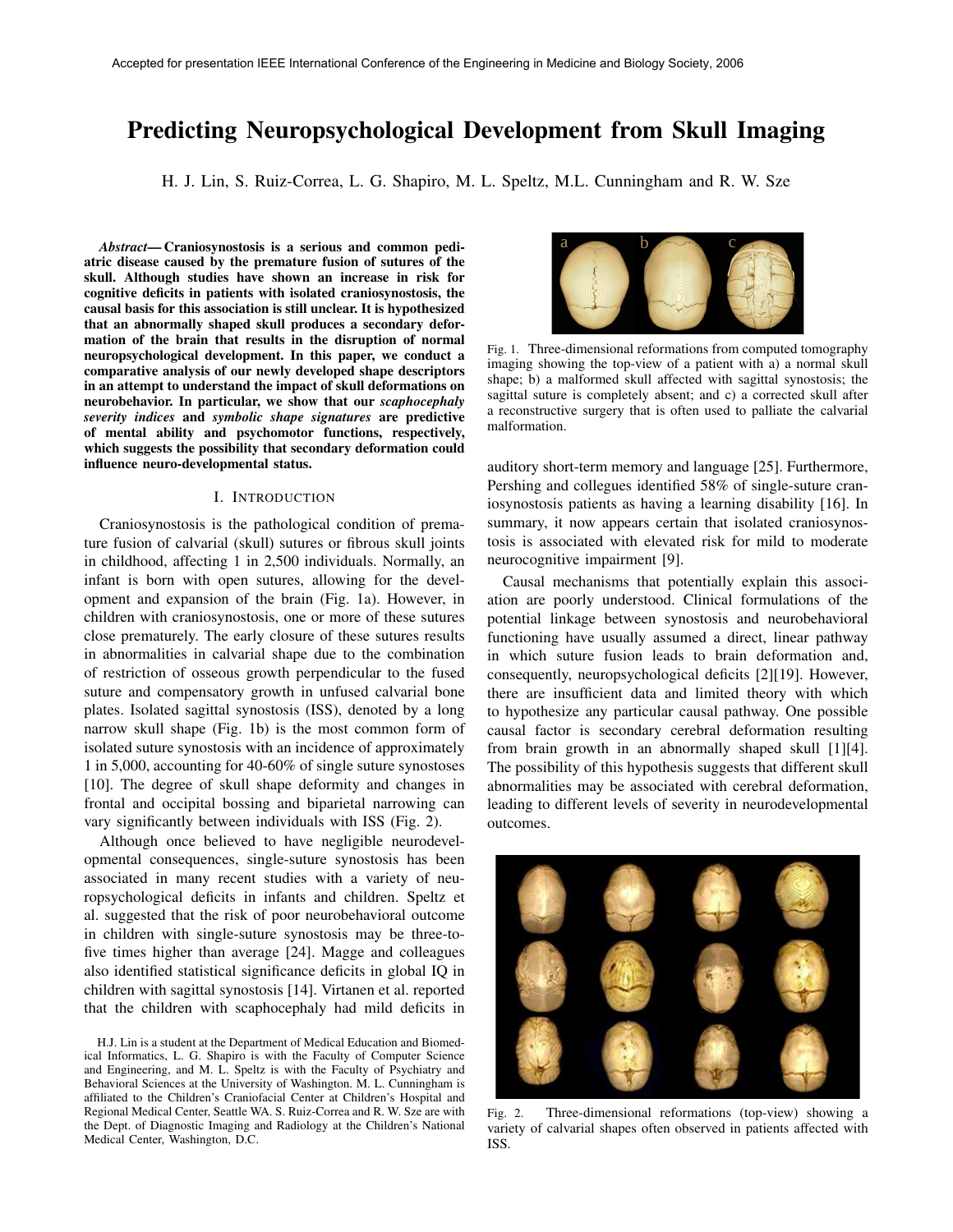Accepted for presentation IEEE International Conference of the Engineering in Medicine and Biology Society, 2006

# Predicting Neuropsychological Development from Skull Imaging

H. J. Lin, S. Ruiz-Correa, L. G. Shapiro, M. L. Speltz, M.L. Cunningham and R. W. Sze

***Abstract*— Craniosynostosis is a serious and common pediatric disease caused by the premature fusion of sutures of the skull. Although studies have shown an increase in risk for cognitive deficits in patients with isolated craniosynostosis, the causal basis for this association is still unclear. It is hypothesized that an abnormally shaped skull produces a secondary deformation of the brain that results in the disruption of normal neuropsychological development. In this paper, we conduct a comparative analysis of our newly developed shape descriptors in an attempt to understand the impact of skull deformations on neurobehavior. In particular, we show that our *scaphocephaly severity indices* and *symbolic shape signatures* are predictive of mental ability and psychomotor functions, respectively, which suggests the possibility that secondary deformation could influence neuro-developmental status.**

## I. Introduction

Craniosynostosis is the pathological condition of premature fusion of calvarial (skull) sutures or fibrous skull joints in childhood, affecting 1 in 2,500 individuals. Normally, an infant is born with open sutures, allowing for the development and expansion of the brain (Fig. 1a). However, in children with craniosynostosis, one or more of these sutures close prematurely. The early closure of these sutures results in abnormalities in calvarial shape due to the combination of restriction of osseous growth perpendicular to the fused suture and compensatory growth in unfused calvarial bone plates. Isolated sagittal synostosis (ISS), denoted by a long narrow skull shape (Fig. 1b) is the most common form of isolated suture synostosis with an incidence of approximately 1 in 5,000, accounting for 40-60% of single suture synostoses [10]. The degree of skull shape deformity and changes in frontal and occipital bossing and biparietal narrowing can vary significantly between individuals with ISS (Fig. 2).

Although once believed to have negligible neurodevelopmental consequences, single-suture synostosis has been associated in many recent studies with a variety of neuropsychological deficits in infants and children. Speltz et al. suggested that the risk of poor neurobehavioral outcome in children with single-suture synostosis may be three-to-five times higher than average [24]. Magge and colleagues also identified statistical significance deficits in global IQ in children with sagittal synostosis [14]. Virtanen et al. reported that the children with scaphocephaly had mild deficits in auditory short-term memory and language [25]. Furthermore, Pershing and collegues identified 58% of single-suture craniosynostosis patients as having a learning disability [16]. In summary, it now appears certain that isolated craniosynostosis is associated with elevated risk for mild to moderate neurocognitive impairment [9].

Causal mechanisms that potentially explain this association are poorly understood. Clinical formulations of the potential linkage between synostosis and neurobehavioral functioning have usually assumed a direct, linear pathway in which suture fusion leads to brain deformation and, consequently, neuropsychological deficits [2][19]. However, there are insufficient data and limited theory with which to hypothesize any particular causal pathway. One possible causal factor is secondary cerebral deformation resulting from brain growth in an abnormally shaped skull [1][4]. The possibility of this hypothesis suggests that different skull abnormalities may be associated with cerebral deformation, leading to different levels of severity in neurodevelopmental outcomes.

Fig. 1. Three-dimensional reformations from computed tomography imaging showing the top-view of a patient with a) a normal skull shape; b) a malformed skull affected with sagittal synostosis; the sagittal suture is completely absent; and c) a corrected skull after a reconstructive surgery that is often used to palliate the calvarial malformation.

Fig. 2. Three-dimensional reformations (top-view) showing a variety of calvarial shapes often observed in patients affected with ISS.

H.J. Lin is a student at the Department of Medical Education and Biomedical Informatics, L. G. Shapiro is with the Faculty of Computer Science and Engineering, and M. L. Speltz is with the Faculty of Psychiatry and Behavioral Sciences at the University of Washington. M. L. Cunningham is affiliated to the Children's Craniofacial Center at Children's Hospital and Regional Medical Center, Seattle WA. S. Ruiz-Correa and R. W. Sze are with the Dept. of Diagnostic Imaging and Radiology at the Children's National Medical Center, Washington, D.C.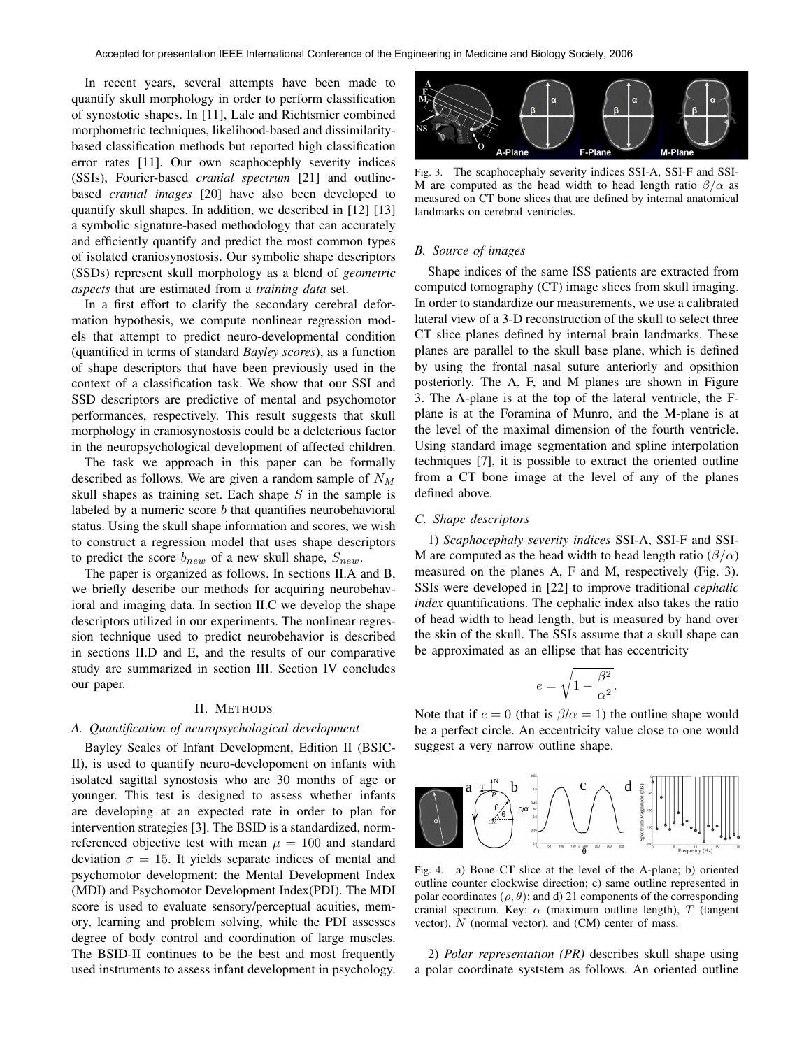In recent years, several attempts have been made to quantify skull morphology in order to perform classification of synostotic shapes. In [11], Lale and Richtsmier combined morphometric techniques, likelihood-based and dissimilarity-based classification methods but reported high classification error rates [11]. Our own scaphocephly severity indices (SSIs), Fourier-based *cranial spectrum* [21] and outline-based *cranial images* [20] have also been developed to quantify skull shapes. In addition, we described in [12] [13] a symbolic signature-based methodology that can accurately and efficiently quantify and predict the most common types of isolated craniosynostosis. Our symbolic shape descriptors (SSDs) represent skull morphology as a blend of *geometric aspects* that are estimated from a *training data* set.

In a first effort to clarify the secondary cerebral deformation hypothesis, we compute nonlinear regression models that attempt to predict neuro-developmental condition (quantified in terms of standard *Bayley scores*), as a function of shape descriptors that have been previously used in the context of a classification task. We show that our SSI and SSD descriptors are predictive of mental and psychomotor performances, respectively. This result suggests that skull morphology in craniosynostosis could be a deleterious factor in the neuropsychological development of affected children.

The task we approach in this paper can be formally described as follows. We are given a random sample of $N_M$ skull shapes as training set. Each shape $S$ in the sample is labeled by a numeric score $b$ that quantifies neurobehavioral status. Using the skull shape information and scores, we wish to construct a regression model that uses shape descriptors to predict the score $b_{new}$ of a new skull shape, $S_{new}$.

The paper is organized as follows. In sections II.A and B, we briefly describe our methods for acquiring neurobehavioral and imaging data. In section II.C we develop the shape descriptors utilized in our experiments. The nonlinear regression technique used to predict neurobehavior is described in sections II.D and E, and the results of our comparative study are summarized in section III. Section IV concludes our paper.

## II. Methods

### A. Quantification of neuropsychological development

Bayley Scales of Infant Development, Edition II (BSIC-II), is used to quantify neuro-developoment on infants with isolated sagittal synostosis who are 30 months of age or younger. This test is designed to assess whether infants are developing at an expected rate in order to plan for intervention strategies [3]. The BSID is a standardized, norm-referenced objective test with mean $\mu = 100$ and standard deviation $\sigma = 15$. It yields separate indices of mental and psychomotor development: the Mental Development Index (MDI) and Psychomotor Development Index(PDI). The MDI score is used to evaluate sensory/perceptual acuities, memory, learning and problem solving, while the PDI assesses degree of body control and coordination of large muscles. The BSID-II continues to be the best and most frequently used instruments to assess infant development in psychology.

Fig. 3. The scaphocephaly severity indices SSI-A, SSI-F and SSI-M are computed as the head width to head length ratio $\beta/\alpha$ as measured on CT bone slices that are defined by internal anatomical landmarks on cerebral ventricles.

### B. Source of images

Shape indices of the same ISS patients are extracted from computed tomography (CT) image slices from skull imaging. In order to standardize our measurements, we use a calibrated lateral view of a 3-D reconstruction of the skull to select three CT slice planes defined by internal brain landmarks. These planes are parallel to the skull base plane, which is defined by using the frontal nasal suture anteriorly and opsithion posteriorly. The A, F, and M planes are shown in Figure 3. The A-plane is at the top of the lateral ventricle, the F-plane is at the Foramina of Munro, and the M-plane is at the level of the maximal dimension of the fourth ventricle. Using standard image segmentation and spline interpolation techniques [7], it is possible to extract the oriented outline from a CT bone image at the level of any of the planes defined above.

### C. Shape descriptors

1) *Scaphocephaly severity indices* SSI-A, SSI-F and SSI-M are computed as the head width to head length ratio ($\beta/\alpha$) measured on the planes A, F and M, respectively (Fig. 3). SSIs were developed in [22] to improve traditional *cephalic index* quantifications. The cephalic index also takes the ratio of head width to head length, but is measured by hand over the skin of the skull. The SSIs assume that a skull shape can be approximated as an ellipse that has eccentricity

$$e = \sqrt{1 - \frac{\beta^2}{\alpha^2}}.$$

Note that if $e = 0$ (that is $\beta/\alpha = 1$) the outline shape would be a perfect circle. An eccentricity value close to one would suggest a very narrow outline shape.

Fig. 4. a) Bone CT slice at the level of the A-plane; b) oriented outline counter clockwise direction; c) same outline represented in polar coordinates $(\rho, \theta)$; and d) 21 components of the corresponding cranial spectrum. Key: $\alpha$ (maximum outline length), $T$ (tangent vector), $N$ (normal vector), and (CM) center of mass.

2) *Polar representation (PR)* describes skull shape using a polar coordinate syststem as follows. An oriented outline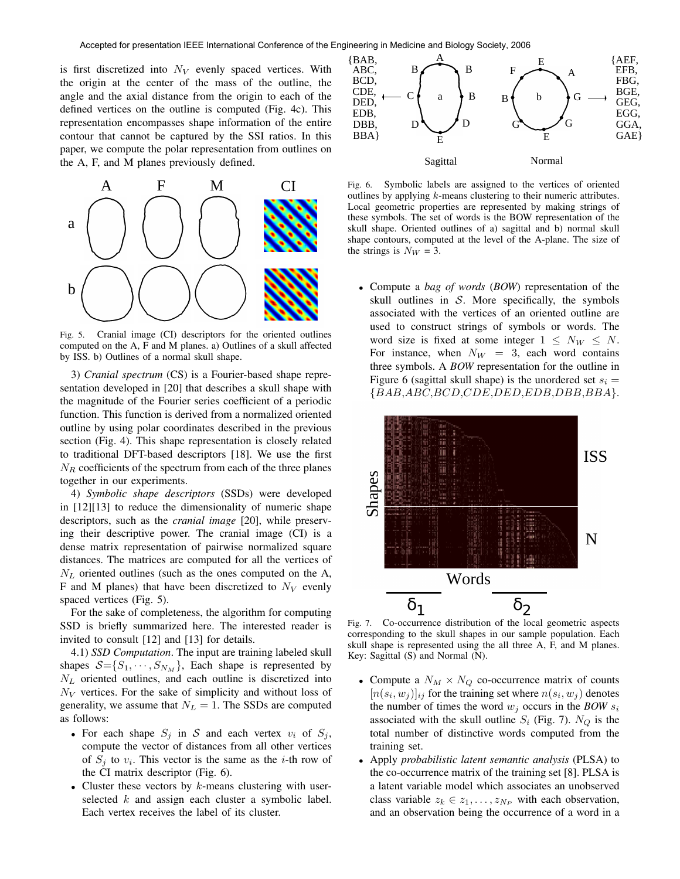is first discretized into $N_V$ evenly spaced vertices. With the origin at the center of the mass of the outline, the angle and the axial distance from the origin to each of the defined vertices on the outline is computed (Fig. 4c). This representation encompasses shape information of the entire contour that cannot be captured by the SSI ratios. In this paper, we compute the polar representation from outlines on the A, F, and M planes previously defined.

Fig. 5. Cranial image (CI) descriptors for the oriented outlines computed on the A, F and M planes. a) Outlines of a skull affected by ISS. b) Outlines of a normal skull shape.

3) *Cranial spectrum* (CS) is a Fourier-based shape representation developed in [20] that describes a skull shape with the magnitude of the Fourier series coefficient of a periodic function. This function is derived from a normalized oriented outline by using polar coordinates described in the previous section (Fig. 4). This shape representation is closely related to traditional DFT-based descriptors [18]. We use the first $N_R$ coefficients of the spectrum from each of the three planes together in our experiments.

4) *Symbolic shape descriptors* (SSDs) were developed in [12][13] to reduce the dimensionality of numeric shape descriptors, such as the *cranial image* [20], while preserving their descriptive power. The cranial image (CI) is a dense matrix representation of pairwise normalized square distances. The matrices are computed for all the vertices of $N_L$ oriented outlines (such as the ones computed on the A, F and M planes) that have been discretized to $N_V$ evenly spaced vertices (Fig. 5).

For the sake of completeness, the algorithm for computing SSD is briefly summarized here. The interested reader is invited to consult [12] and [13] for details.

4.1) *SSD Computation*. The input are training labeled skull shapes $\mathcal{S}=\{S_1, \cdots, S_{N_M}\}$, Each shape is represented by $N_L$ oriented outlines, and each outline is discretized into $N_V$ vertices. For the sake of simplicity and without loss of generality, we assume that $N_L = 1$. The SSDs are computed as follows:

- For each shape $S_j$ in $\mathcal{S}$ and each vertex $v_i$ of $S_j$, compute the vector of distances from all other vertices of $S_j$ to $v_i$. This vector is the same as the $i$-th row of the CI matrix descriptor (Fig. 6).
- Cluster these vectors by $k$-means clustering with user-selected $k$ and assign each cluster a symbolic label. Each vertex receives the label of its cluster.

Fig. 6. Symbolic labels are assigned to the vertices of oriented outlines by applying $k$-means clustering to their numeric attributes. Local geometric properties are represented by making strings of these symbols. The set of words is the BOW representation of the skull shape. Oriented outlines of a) sagittal and b) normal skull shape contours, computed at the level of the A-plane. The size of the strings is $N_W$ = 3.

- Compute a *bag of words* (*BOW*) representation of the skull outlines in $\mathcal{S}$. More specifically, the symbols associated with the vertices of an oriented outline are used to construct strings of symbols or words. The word size is fixed at some integer $1 \leq N_W \leq N$. For instance, when $N_W = 3$, each word contains three symbols. A *BOW* representation for the outline in Figure 6 (sagittal skull shape) is the unordered set $s_i = \{BAB, ABC, BCD, CDE, DED, EDB, DBB, BBA\}$.

Fig. 7. Co-occurrence distribution of the local geometric aspects corresponding to the skull shapes in our sample population. Each skull shape is represented using the all three A, F, and M planes. Key: Sagittal (S) and Normal (N).

- Compute a $N_M \times N_Q$ co-occurrence matrix of counts $[n(s_i, w_j)]_{ij}$ for the training set where $n(s_i, w_j)$ denotes the number of times the word $w_j$ occurs in the *BOW* $s_i$ associated with the skull outline $S_i$ (Fig. 7). $N_Q$ is the total number of distinctive words computed from the training set.
- Apply *probabilistic latent semantic analysis* (PLSA) to the co-occurrence matrix of the training set [8]. PLSA is a latent variable model which associates an unobserved class variable $z_k \in z_1, \ldots, z_{N_P}$ with each observation, and an observation being the occurrence of a word in a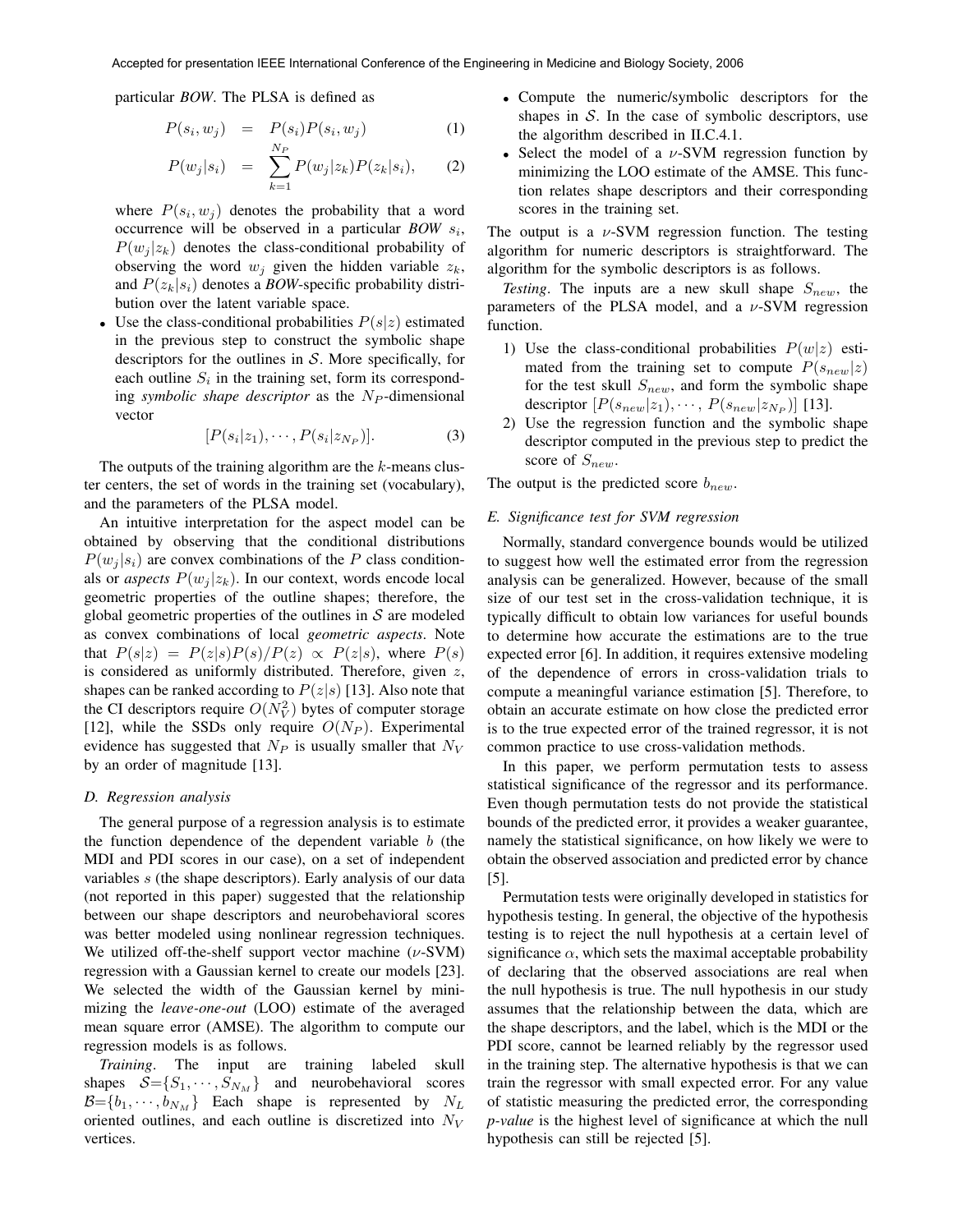particular *BOW*. The PLSA is defined as

$$P(s_i, w_j) = P(s_i)P(s_i, w_j) \quad (1)$$

$$P(w_j|s_i) = \sum_{k=1}^{N_P} P(w_j|z_k)P(z_k|s_i), \quad (2)$$

where $P(s_i, w_j)$ denotes the probability that a word occurrence will be observed in a particular *BOW* $s_i$, $P(w_j|z_k)$ denotes the class-conditional probability of observing the word $w_j$ given the hidden variable $z_k$, and $P(z_k|s_i)$ denotes a *BOW*-specific probability distribution over the latent variable space.

- Use the class-conditional probabilities $P(s|z)$ estimated in the previous step to construct the symbolic shape descriptors for the outlines in $\mathcal{S}$. More specifically, for each outline $S_i$ in the training set, form its corresponding *symbolic shape descriptor* as the $N_P$-dimensional vector

$$[P(s_i|z_1), \cdots, P(s_i|z_{N_P})]. \quad (3)$$

The outputs of the training algorithm are the $k$-means cluster centers, the set of words in the training set (vocabulary), and the parameters of the PLSA model.

An intuitive interpretation for the aspect model can be obtained by observing that the conditional distributions $P(w_j|s_i)$ are convex combinations of the $P$ class conditionals or *aspects* $P(w_j|z_k)$. In our context, words encode local geometric properties of the outline shapes; therefore, the global geometric properties of the outlines in $\mathcal{S}$ are modeled as convex combinations of local *geometric aspects*. Note that $P(s|z) = P(z|s)P(s)/P(z) \propto P(z|s)$, where $P(s)$ is considered as uniformly distributed. Therefore, given $z$, shapes can be ranked according to $P(z|s)$ [13]. Also note that the CI descriptors require $O(N_V^2)$ bytes of computer storage [12], while the SSDs only require $O(N_P)$. Experimental evidence has suggested that $N_P$ is usually smaller that $N_V$ by an order of magnitude [13].

### D. Regression analysis

The general purpose of a regression analysis is to estimate the function dependence of the dependent variable $b$ (the MDI and PDI scores in our case), on a set of independent variables $s$ (the shape descriptors). Early analysis of our data (not reported in this paper) suggested that the relationship between our shape descriptors and neurobehavioral scores was better modeled using nonlinear regression techniques. We utilized off-the-shelf support vector machine ($\nu$-SVM) regression with a Gaussian kernel to create our models [23]. We selected the width of the Gaussian kernel by minimizing the *leave-one-out* (LOO) estimate of the averaged mean square error (AMSE). The algorithm to compute our regression models is as follows.

*Training*. The input are training labeled skull shapes $\mathcal{S}=\{S_1, \cdots, S_{N_M}\}$ and neurobehavioral scores $\mathcal{B}=\{b_1, \cdots, b_{N_M}\}$ Each shape is represented by $N_L$ oriented outlines, and each outline is discretized into $N_V$ vertices.

- Compute the numeric/symbolic descriptors for the shapes in $\mathcal{S}$. In the case of symbolic descriptors, use the algorithm described in II.C.4.1.
- Select the model of a $\nu$-SVM regression function by minimizing the LOO estimate of the AMSE. This function relates shape descriptors and their corresponding scores in the training set.

The output is a $\nu$-SVM regression function. The testing algorithm for numeric descriptors is straightforward. The algorithm for the symbolic descriptors is as follows.

*Testing*. The inputs are a new skull shape $S_{new}$, the parameters of the PLSA model, and a $\nu$-SVM regression function.

1) Use the class-conditional probabilities $P(w|z)$ estimated from the training set to compute $P(s_{new}|z)$ for the test skull $S_{new}$, and form the symbolic shape descriptor $[P(s_{new}|z_1), \cdots, P(s_{new}|z_{N_P})]$ [13].
2) Use the regression function and the symbolic shape descriptor computed in the previous step to predict the score of $S_{new}$.

The output is the predicted score $b_{new}$.

### E. Significance test for SVM regression

Normally, standard convergence bounds would be utilized to suggest how well the estimated error from the regression analysis can be generalized. However, because of the small size of our test set in the cross-validation technique, it is typically difficult to obtain low variances for useful bounds to determine how accurate the estimations are to the true expected error [6]. In addition, it requires extensive modeling of the dependence of errors in cross-validation trials to compute a meaningful variance estimation [5]. Therefore, to obtain an accurate estimate on how close the predicted error is to the true expected error of the trained regressor, it is not common practice to use cross-validation methods.

In this paper, we perform permutation tests to assess statistical significance of the regressor and its performance. Even though permutation tests do not provide the statistical bounds of the predicted error, it provides a weaker guarantee, namely the statistical significance, on how likely we were to obtain the observed association and predicted error by chance [5].

Permutation tests were originally developed in statistics for hypothesis testing. In general, the objective of the hypothesis testing is to reject the null hypothesis at a certain level of significance $\alpha$, which sets the maximal acceptable probability of declaring that the observed associations are real when the null hypothesis is true. The null hypothesis in our study assumes that the relationship between the data, which are the shape descriptors, and the label, which is the MDI or the PDI score, cannot be learned reliably by the regressor used in the training step. The alternative hypothesis is that we can train the regressor with small expected error. For any value of statistic measuring the predicted error, the corresponding *p-value* is the highest level of significance at which the null hypothesis can still be rejected [5].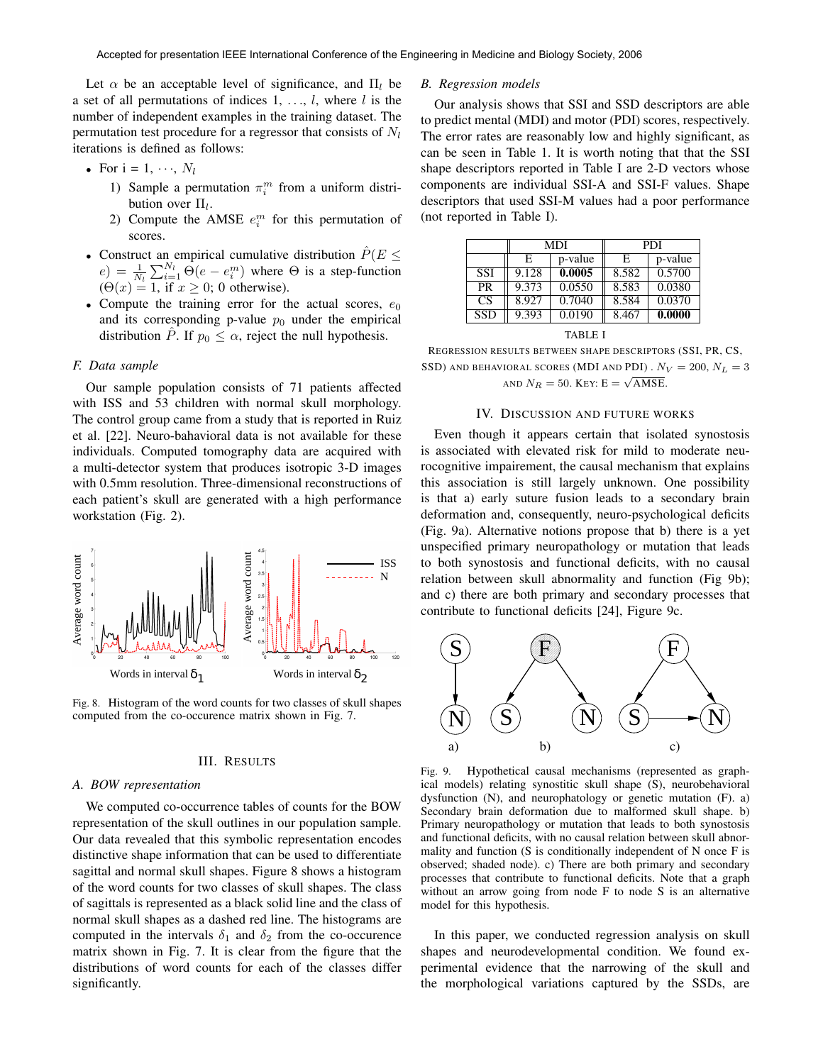Let $\alpha$ be an acceptable level of significance, and $\Pi_l$ be a set of all permutations of indices 1, ..., $l$, where $l$ is the number of independent examples in the training dataset. The permutation test procedure for a regressor that consists of $N_l$ iterations is defined as follows:

- For i = 1, $\cdots$, $N_l$
  1) Sample a permutation $\pi_i^m$ from a uniform distribution over $\Pi_l$.
  2) Compute the AMSE $e_i^m$ for this permutation of scores.
- Construct an empirical cumulative distribution $\hat{P}(E \leq e) = \frac{1}{N_l}\sum_{i=1}^{N_l} \Theta(e - e_i^m)$ where $\Theta$ is a step-function ($\Theta(x) = 1$, if $x \geq 0$; 0 otherwise).
- Compute the training error for the actual scores, $e_0$ and its corresponding p-value $p_0$ under the empirical distribution $\hat{P}$. If $p_0 \leq \alpha$, reject the null hypothesis.

### F. Data sample

Our sample population consists of 71 patients affected with ISS and 53 children with normal skull morphology. The control group came from a study that is reported in Ruiz et al. [22]. Neuro-bahavioral data is not available for these individuals. Computed tomography data are acquired with a multi-detector system that produces isotropic 3-D images with 0.5mm resolution. Three-dimensional reconstructions of each patient's skull are generated with a high performance workstation (Fig. 2).

Fig. 8. Histogram of the word counts for two classes of skull shapes computed from the co-occurence matrix shown in Fig. 7.

## III. Results

### A. BOW representation

We computed co-occurrence tables of counts for the BOW representation of the skull outlines in our population sample. Our data revealed that this symbolic representation encodes distinctive shape information that can be used to differentiate sagittal and normal skull shapes. Figure 8 shows a histogram of the word counts for two classes of skull shapes. The class of sagittals is represented as a black solid line and the class of normal skull shapes as a dashed red line. The histograms are computed in the intervals $\delta_1$ and $\delta_2$ from the co-occurence matrix shown in Fig. 7. It is clear from the figure that the distributions of word counts for each of the classes differ significantly.

### B. Regression models

Our analysis shows that SSI and SSD descriptors are able to predict mental (MDI) and motor (PDI) scores, respectively. The error rates are reasonably low and highly significant, as can be seen in Table 1. It is worth noting that that the SSI shape descriptors reported in Table I are 2-D vectors whose components are individual SSI-A and SSI-F values. Shape descriptors that used SSI-M values had a poor performance (not reported in Table I).

| | MDI | | PDI | |
|---|---|---|---|---|
| | E | p-value | E | p-value |
| SSI | 9.128 | **0.0005** | 8.582 | 0.5700 |
| PR | 9.373 | 0.0550 | 8.583 | 0.0380 |
| CS | 8.927 | 0.7040 | 8.584 | 0.0370 |
| SSD | 9.393 | 0.0190 | 8.467 | **0.0000** |

TABLE I

Regression results between shape descriptors (SSI, PR, CS, SSD) and behavioral scores (MDI and PDI) . $N_V = 200$, $N_L = 3$ and $N_R = 50$. Key: E = $\sqrt{\text{AMSE}}$.

## IV. Discussion and Future Works

Even though it appears certain that isolated synostosis is associated with elevated risk for mild to moderate neurocognitive impairement, the causal mechanism that explains this association is still largely unknown. One possibility is that a) early suture fusion leads to a secondary brain deformation and, consequently, neuro-psychological deficits (Fig. 9a). Alternative notions propose that b) there is a yet unspecified primary neuropathology or mutation that leads to both synostosis and functional deficits, with no causal relation between skull abnormality and function (Fig 9b); and c) there are both primary and secondary processes that contribute to functional deficits [24], Figure 9c.

Fig. 9. Hypothetical causal mechanisms (represented as graphical models) relating synostitic skull shape (S), neurobehavioral dysfunction (N), and neurophatology or genetic mutation (F). a) Secondary brain deformation due to malformed skull shape. b) Primary neuropathology or mutation that leads to both synostosis and functional deficits, with no causal relation between skull abnormality and function (S is conditionally independent of N once F is observed; shaded node). c) There are both primary and secondary processes that contribute to functional deficits. Note that a graph without an arrow going from node F to node S is an alternative model for this hypothesis.

In this paper, we conducted regression analysis on skull shapes and neurodevelopmental condition. We found experimental evidence that the narrowing of the skull and the morphological variations captured by the SSDs, are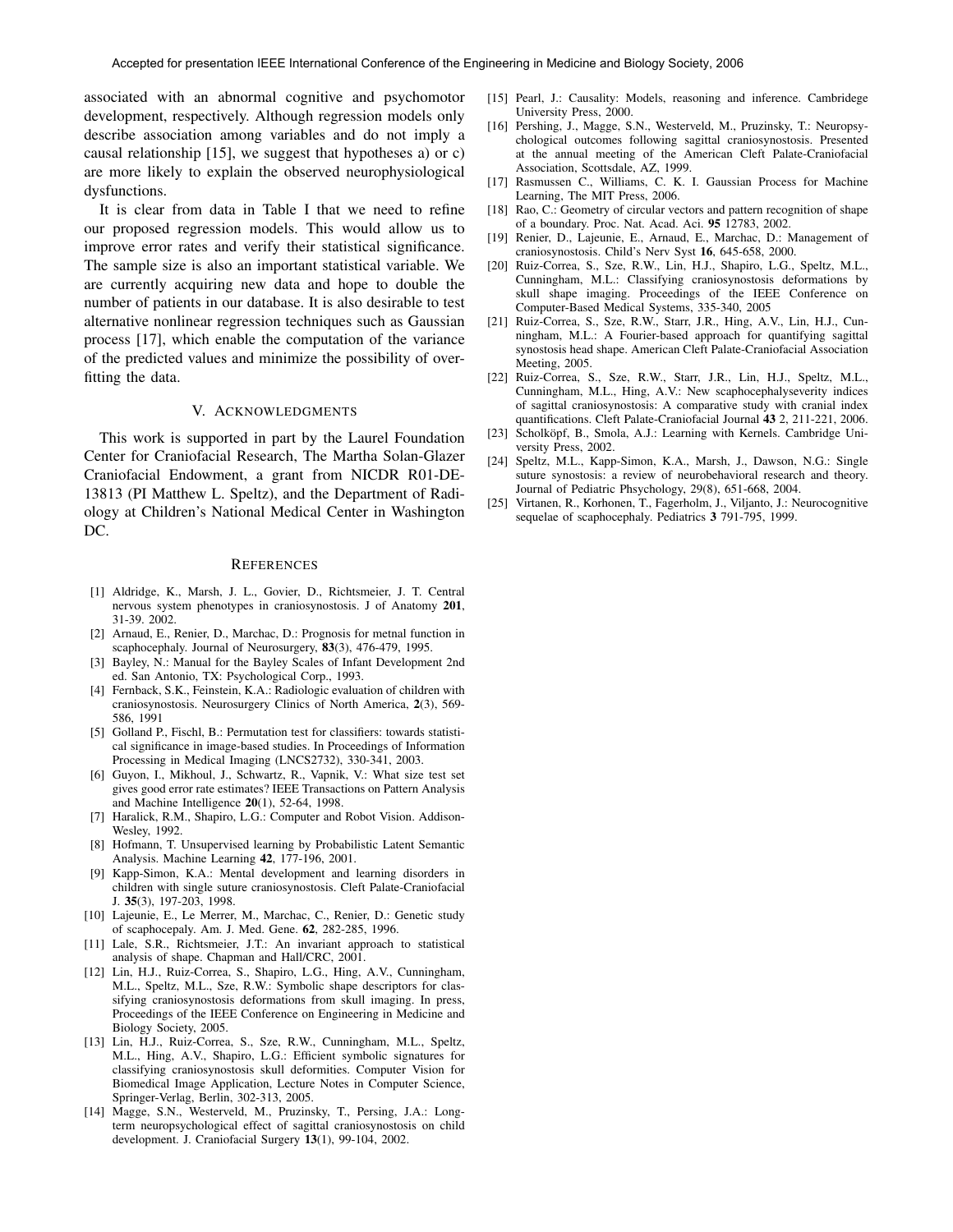associated with an abnormal cognitive and psychomotor development, respectively. Although regression models only describe association among variables and do not imply a causal relationship [15], we suggest that hypotheses a) or c) are more likely to explain the observed neurophysiological dysfunctions.

It is clear from data in Table I that we need to refine our proposed regression models. This would allow us to improve error rates and verify their statistical significance. The sample size is also an important statistical variable. We are currently acquiring new data and hope to double the number of patients in our database. It is also desirable to test alternative nonlinear regression techniques such as Gaussian process [17], which enable the computation of the variance of the predicted values and minimize the possibility of overfitting the data.

## V. Acknowledgments

This work is supported in part by the Laurel Foundation Center for Craniofacial Research, The Martha Solan-Glazer Craniofacial Endowment, a grant from NICDR R01-DE-13813 (PI Matthew L. Speltz), and the Department of Radiology at Children's National Medical Center in Washington DC.

## References

[1] Aldridge, K., Marsh, J. L., Govier, D., Richtsmeier, J. T. Central nervous system phenotypes in craniosynostosis. J of Anatomy **201**, 31-39. 2002.

[2] Arnaud, E., Renier, D., Marchac, D.: Prognosis for metnal function in scaphocephaly. Journal of Neurosurgery, **83**(3), 476-479, 1995.

[3] Bayley, N.: Manual for the Bayley Scales of Infant Development 2nd ed. San Antonio, TX: Psychological Corp., 1993.

[4] Fernback, S.K., Feinstein, K.A.: Radiologic evaluation of children with craniosynostosis. Neurosurgery Clinics of North America, **2**(3), 569-586, 1991

[5] Golland P., Fischl, B.: Permutation test for classifiers: towards statistical significance in image-based studies. In Proceedings of Information Processing in Medical Imaging (LNCS2732), 330-341, 2003.

[6] Guyon, I., Mikhoul, J., Schwartz, R., Vapnik, V.: What size test set gives good error rate estimates? IEEE Transactions on Pattern Analysis and Machine Intelligence **20**(1), 52-64, 1998.

[7] Haralick, R.M., Shapiro, L.G.: Computer and Robot Vision. Addison-Wesley, 1992.

[8] Hofmann, T. Unsupervised learning by Probabilistic Latent Semantic Analysis. Machine Learning **42**, 177-196, 2001.

[9] Kapp-Simon, K.A.: Mental development and learning disorders in children with single suture craniosynostosis. Cleft Palate-Craniofacial J. **35**(3), 197-203, 1998.

[10] Lajeunie, E., Le Merrer, M., Marchac, C., Renier, D.: Genetic study of scaphocepaly. Am. J. Med. Gene. **62**, 282-285, 1996.

[11] Lale, S.R., Richtsmeier, J.T.: An invariant approach to statistical analysis of shape. Chapman and Hall/CRC, 2001.

[12] Lin, H.J., Ruiz-Correa, S., Shapiro, L.G., Hing, A.V., Cunningham, M.L., Speltz, M.L., Sze, R.W.: Symbolic shape descriptors for classifying craniosynostosis deformations from skull imaging. In press, Proceedings of the IEEE Conference on Engineering in Medicine and Biology Society, 2005.

[13] Lin, H.J., Ruiz-Correa, S., Sze, R.W., Cunningham, M.L., Speltz, M.L., Hing, A.V., Shapiro, L.G.: Efficient symbolic signatures for classifying craniosynostosis skull deformities. Computer Vision for Biomedical Image Application, Lecture Notes in Computer Science, Springer-Verlag, Berlin, 302-313, 2005.

[14] Magge, S.N., Westerveld, M., Pruzinsky, T., Persing, J.A.: Long-term neuropsychological effect of sagittal craniosynostosis on child development. J. Craniofacial Surgery **13**(1), 99-104, 2002.

[15] Pearl, J.: Causality: Models, reasoning and inference. Cambridege University Press, 2000.

[16] Pershing, J., Magge, S.N., Westerveld, M., Pruzinsky, T.: Neuropsychological outcomes following sagittal craniosynostosis. Presented at the annual meeting of the American Cleft Palate-Craniofacial Association, Scottsdale, AZ, 1999.

[17] Rasmussen C., Williams, C. K. I. Gaussian Process for Machine Learning, The MIT Press, 2006.

[18] Rao, C.: Geometry of circular vectors and pattern recognition of shape of a boundary. Proc. Nat. Acad. Aci. **95** 12783, 2002.

[19] Renier, D., Lajeunie, E., Arnaud, E., Marchac, D.: Management of craniosynostosis. Child's Nerv Syst **16**, 645-658, 2000.

[20] Ruiz-Correa, S., Sze, R.W., Lin, H.J., Shapiro, L.G., Speltz, M.L., Cunningham, M.L.: Classifying craniosynostosis deformations by skull shape imaging. Proceedings of the IEEE Conference on Computer-Based Medical Systems, 335-340, 2005

[21] Ruiz-Correa, S., Sze, R.W., Starr, J.R., Hing, A.V., Lin, H.J., Cunningham, M.L.: A Fourier-based approach for quantifying sagittal synostosis head shape. American Cleft Palate-Craniofacial Association Meeting, 2005.

[22] Ruiz-Correa, S., Sze, R.W., Starr, J.R., Lin, H.J., Speltz, M.L., Cunningham, M.L., Hing, A.V.: New scaphocephalyseverity indices of sagittal craniosynostosis: A comparative study with cranial index quantifications. Cleft Palate-Craniofacial Journal **43** 2, 211-221, 2006.

[23] Scholköpf, B., Smola, A.J.: Learning with Kernels. Cambridge University Press, 2002.

[24] Speltz, M.L., Kapp-Simon, K.A., Marsh, J., Dawson, N.G.: Single suture synostosis: a review of neurobehavioral research and theory. Journal of Pediatric Phsychology, 29(8), 651-668, 2004.

[25] Virtanen, R., Korhonen, T., Fagerholm, J., Viljanto, J.: Neurocognitive sequelae of scaphocephaly. Pediatrics **3** 791-795, 1999.